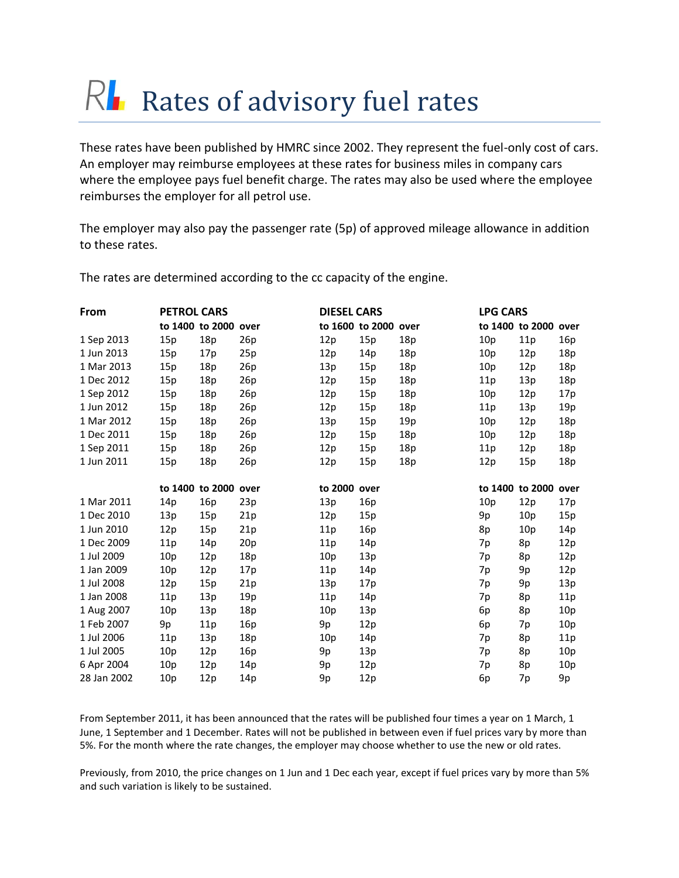# Rates of advisory fuel rates

These rates have been published by HMRC since 2002. They represent the fuel-only cost of cars. An employer may reimburse employees at these rates for business miles in company cars where the employee pays fuel benefit charge. The rates may also be used where the employee reimburses the employer for all petrol use.

The employer may also pay the passenger rate (5p) of approved mileage allowance in addition to these rates.

The rates are determined according to the cc capacity of the engine.

| From | PETROL CARS | | | DIESEL CARS | | | LPG CARS | | |
|---|---|---|---|---|---|---|---|---|---|
| | to 1400 | to 2000 | over | to 1600 | to 2000 | over | to 1400 | to 2000 | over |
| 1 Sep 2013 | 15p | 18p | 26p | 12p | 15p | 18p | 10p | 11p | 16p |
| 1 Jun 2013 | 15p | 17p | 25p | 12p | 14p | 18p | 10p | 12p | 18p |
| 1 Mar 2013 | 15p | 18p | 26p | 13p | 15p | 18p | 10p | 12p | 18p |
| 1 Dec 2012 | 15p | 18p | 26p | 12p | 15p | 18p | 11p | 13p | 18p |
| 1 Sep 2012 | 15p | 18p | 26p | 12p | 15p | 18p | 10p | 12p | 17p |
| 1 Jun 2012 | 15p | 18p | 26p | 12p | 15p | 18p | 11p | 13p | 19p |
| 1 Mar 2012 | 15p | 18p | 26p | 13p | 15p | 19p | 10p | 12p | 18p |
| 1 Dec 2011 | 15p | 18p | 26p | 12p | 15p | 18p | 10p | 12p | 18p |
| 1 Sep 2011 | 15p | 18p | 26p | 12p | 15p | 18p | 11p | 12p | 18p |
| 1 Jun 2011 | 15p | 18p | 26p | 12p | 15p | 18p | 12p | 15p | 18p |
| | to 1400 | to 2000 | over | to 2000 | over | | to 1400 | to 2000 | over |
| 1 Mar 2011 | 14p | 16p | 23p | 13p | 16p | | 10p | 12p | 17p |
| 1 Dec 2010 | 13p | 15p | 21p | 12p | 15p | | 9p | 10p | 15p |
| 1 Jun 2010 | 12p | 15p | 21p | 11p | 16p | | 8p | 10p | 14p |
| 1 Dec 2009 | 11p | 14p | 20p | 11p | 14p | | 7p | 8p | 12p |
| 1 Jul 2009 | 10p | 12p | 18p | 10p | 13p | | 7p | 8p | 12p |
| 1 Jan 2009 | 10p | 12p | 17p | 11p | 14p | | 7p | 9p | 12p |
| 1 Jul 2008 | 12p | 15p | 21p | 13p | 17p | | 7p | 9p | 13p |
| 1 Jan 2008 | 11p | 13p | 19p | 11p | 14p | | 7p | 8p | 11p |
| 1 Aug 2007 | 10p | 13p | 18p | 10p | 13p | | 6p | 8p | 10p |
| 1 Feb 2007 | 9p | 11p | 16p | 9p | 12p | | 6p | 7p | 10p |
| 1 Jul 2006 | 11p | 13p | 18p | 10p | 14p | | 7p | 8p | 11p |
| 1 Jul 2005 | 10p | 12p | 16p | 9p | 13p | | 7p | 8p | 10p |
| 6 Apr 2004 | 10p | 12p | 14p | 9p | 12p | | 7p | 8p | 10p |
| 28 Jan 2002 | 10p | 12p | 14p | 9p | 12p | | 6p | 7p | 9p |

From September 2011, it has been announced that the rates will be published four times a year on 1 March, 1 June, 1 September and 1 December. Rates will not be published in between even if fuel prices vary by more than 5%. For the month where the rate changes, the employer may choose whether to use the new or old rates.

Previously, from 2010, the price changes on 1 Jun and 1 Dec each year, except if fuel prices vary by more than 5% and such variation is likely to be sustained.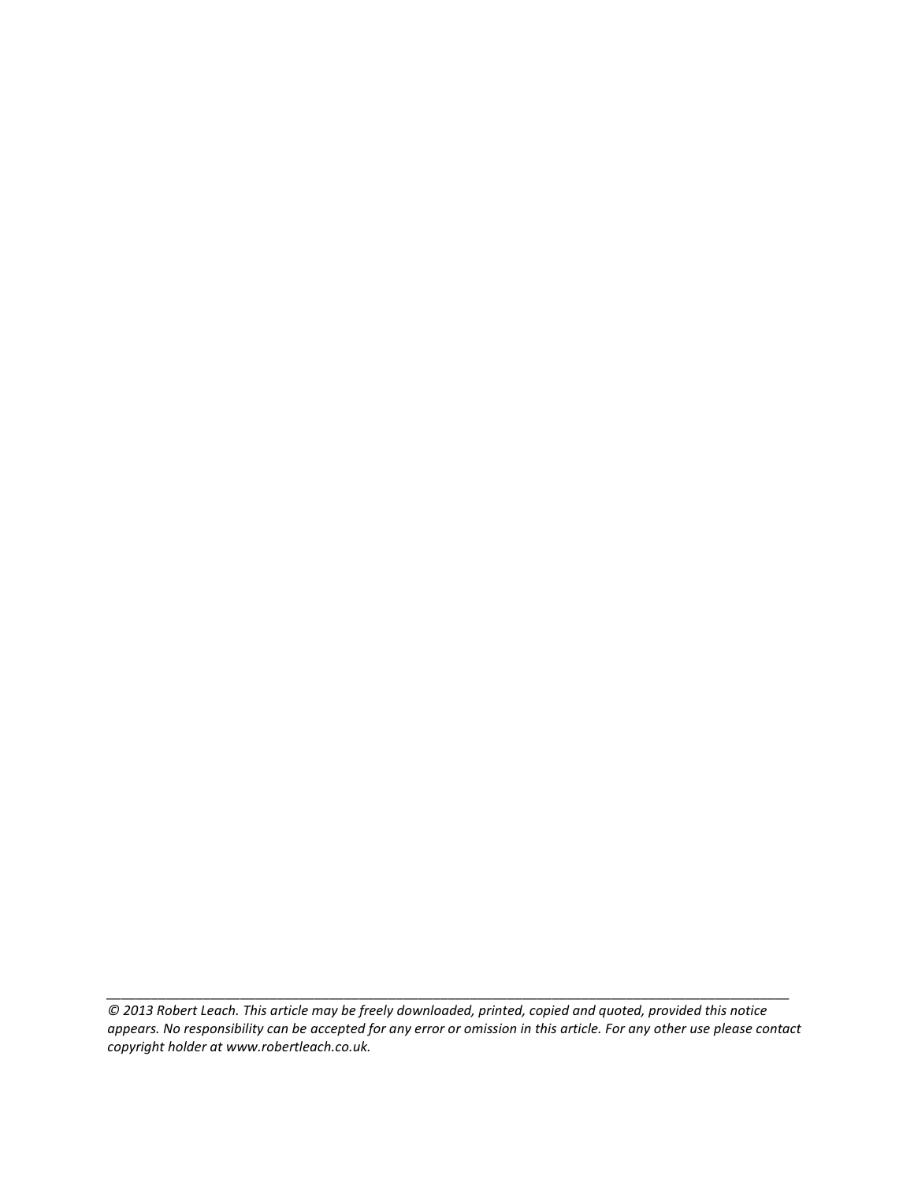*© 2013 Robert Leach. This article may be freely downloaded, printed, copied and quoted, provided this notice appears. No responsibility can be accepted for any error or omission in this article. For any other use please contact copyright holder at www.robertleach.co.uk.*